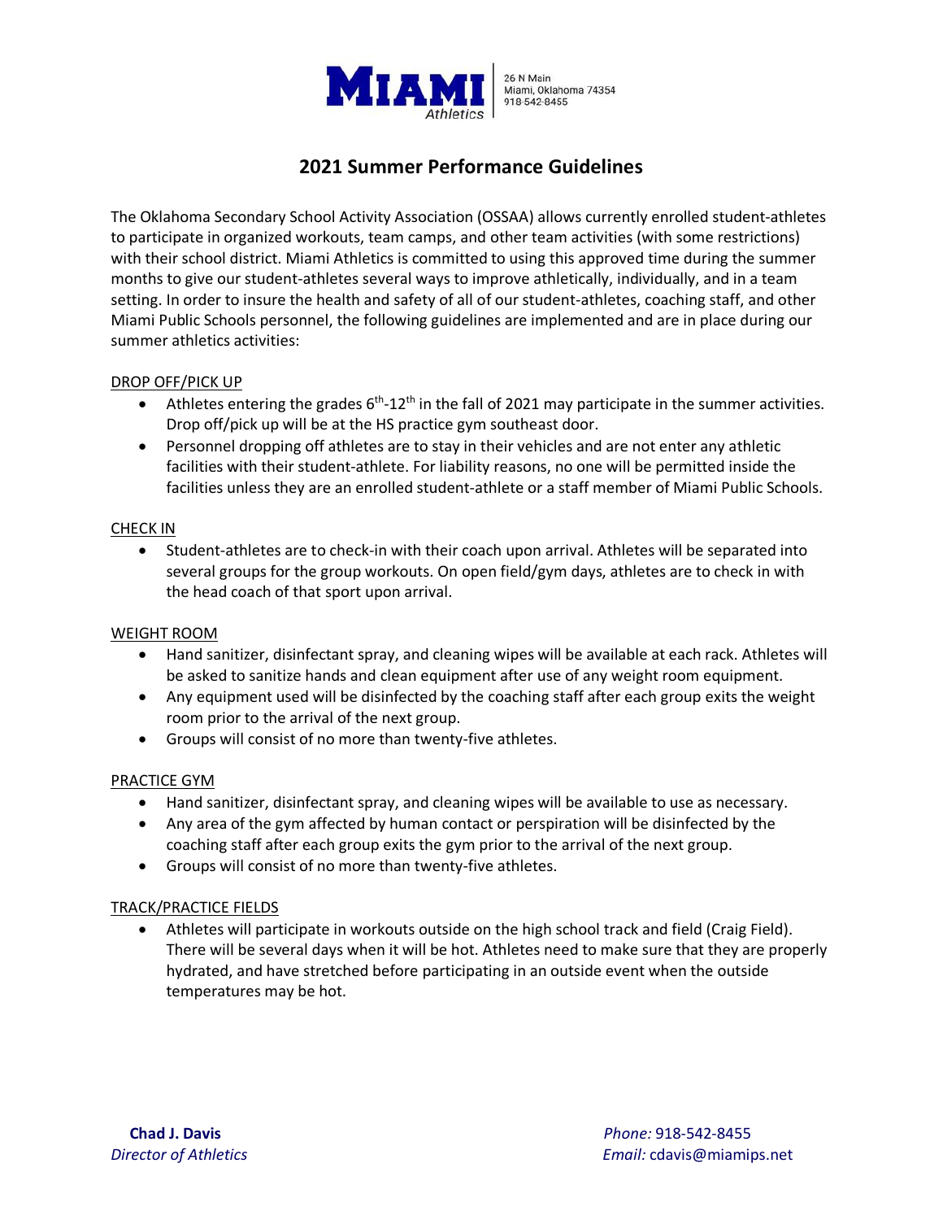**MIAMI** *Athletics*

26 N Main
Miami, Oklahoma 74354
918-542-8455

# 2021 Summer Performance Guidelines

The Oklahoma Secondary School Activity Association (OSSAA) allows currently enrolled student-athletes to participate in organized workouts, team camps, and other team activities (with some restrictions) with their school district. Miami Athletics is committed to using this approved time during the summer months to give our student-athletes several ways to improve athletically, individually, and in a team setting. In order to insure the health and safety of all of our student-athletes, coaching staff, and other Miami Public Schools personnel, the following guidelines are implemented and are in place during our summer athletics activities:

## DROP OFF/PICK UP

- Athletes entering the grades 6th-12th in the fall of 2021 may participate in the summer activities. Drop off/pick up will be at the HS practice gym southeast door.
- Personnel dropping off athletes are to stay in their vehicles and are not enter any athletic facilities with their student-athlete. For liability reasons, no one will be permitted inside the facilities unless they are an enrolled student-athlete or a staff member of Miami Public Schools.

## CHECK IN

- Student-athletes are to check-in with their coach upon arrival. Athletes will be separated into several groups for the group workouts. On open field/gym days, athletes are to check in with the head coach of that sport upon arrival.

## WEIGHT ROOM

- Hand sanitizer, disinfectant spray, and cleaning wipes will be available at each rack. Athletes will be asked to sanitize hands and clean equipment after use of any weight room equipment.
- Any equipment used will be disinfected by the coaching staff after each group exits the weight room prior to the arrival of the next group.
- Groups will consist of no more than twenty-five athletes.

## PRACTICE GYM

- Hand sanitizer, disinfectant spray, and cleaning wipes will be available to use as necessary.
- Any area of the gym affected by human contact or perspiration will be disinfected by the coaching staff after each group exits the gym prior to the arrival of the next group.
- Groups will consist of no more than twenty-five athletes.

## TRACK/PRACTICE FIELDS

- Athletes will participate in workouts outside on the high school track and field (Craig Field). There will be several days when it will be hot. Athletes need to make sure that they are properly hydrated, and have stretched before participating in an outside event when the outside temperatures may be hot.

**Chad J. Davis**
*Director of Athletics*

*Phone:* 918-542-8455
*Email:* cdavis@miamips.net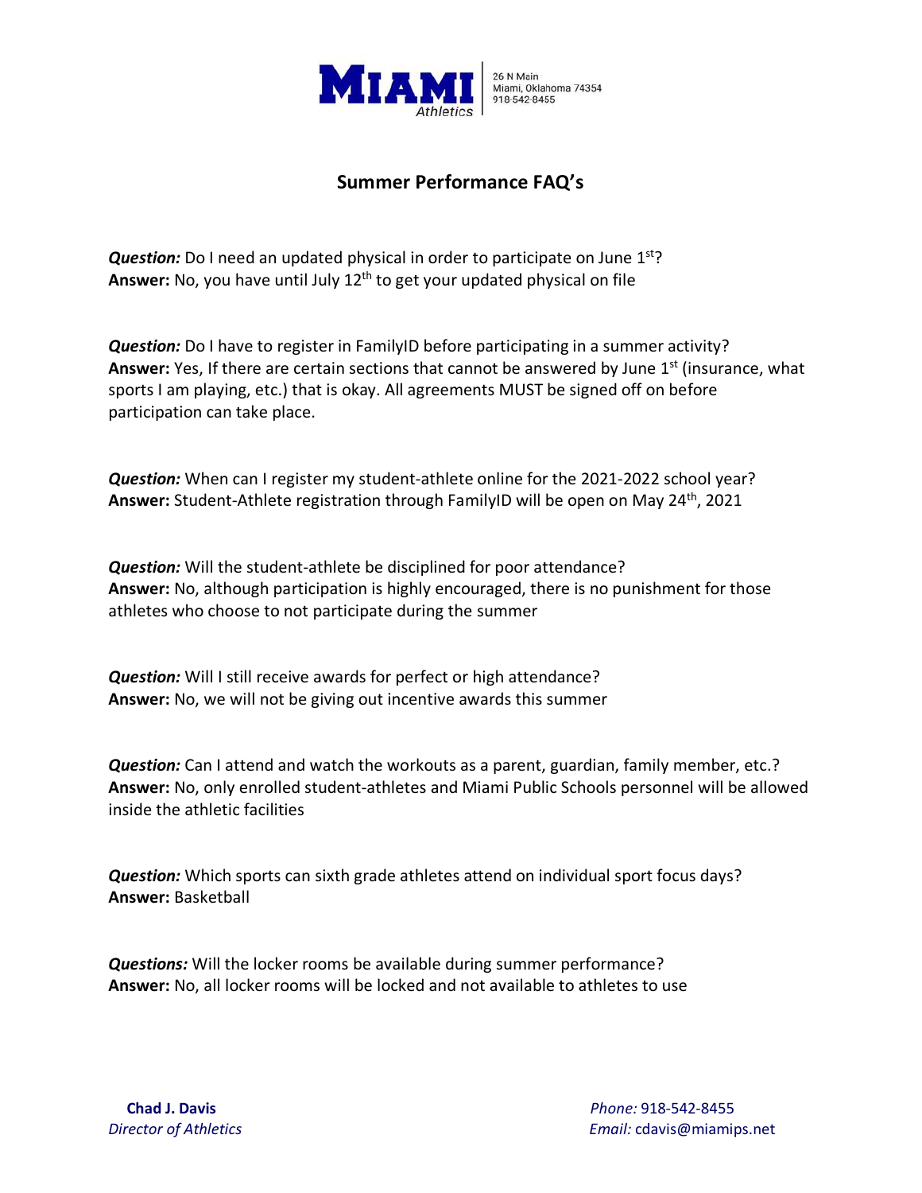MIAMI Athletics

26 N Main
Miami, Oklahoma 74354
918-542-8455

## Summer Performance FAQ's

***Question:*** Do I need an updated physical in order to participate on June 1st?
**Answer:** No, you have until July 12th to get your updated physical on file

***Question:*** Do I have to register in FamilyID before participating in a summer activity?
**Answer:** Yes, If there are certain sections that cannot be answered by June 1st (insurance, what sports I am playing, etc.) that is okay. All agreements MUST be signed off on before participation can take place.

***Question:*** When can I register my student-athlete online for the 2021-2022 school year?
**Answer:** Student-Athlete registration through FamilyID will be open on May 24th, 2021

***Question:*** Will the student-athlete be disciplined for poor attendance?
**Answer:** No, although participation is highly encouraged, there is no punishment for those athletes who choose to not participate during the summer

***Question:*** Will I still receive awards for perfect or high attendance?
**Answer:** No, we will not be giving out incentive awards this summer

***Question:*** Can I attend and watch the workouts as a parent, guardian, family member, etc.?
**Answer:** No, only enrolled student-athletes and Miami Public Schools personnel will be allowed inside the athletic facilities

***Question:*** Which sports can sixth grade athletes attend on individual sport focus days?
**Answer:** Basketball

***Questions:*** Will the locker rooms be available during summer performance?
**Answer:** No, all locker rooms will be locked and not available to athletes to use

**Chad J. Davis**
*Director of Athletics*

*Phone:* 918-542-8455
*Email:* cdavis@miamips.net